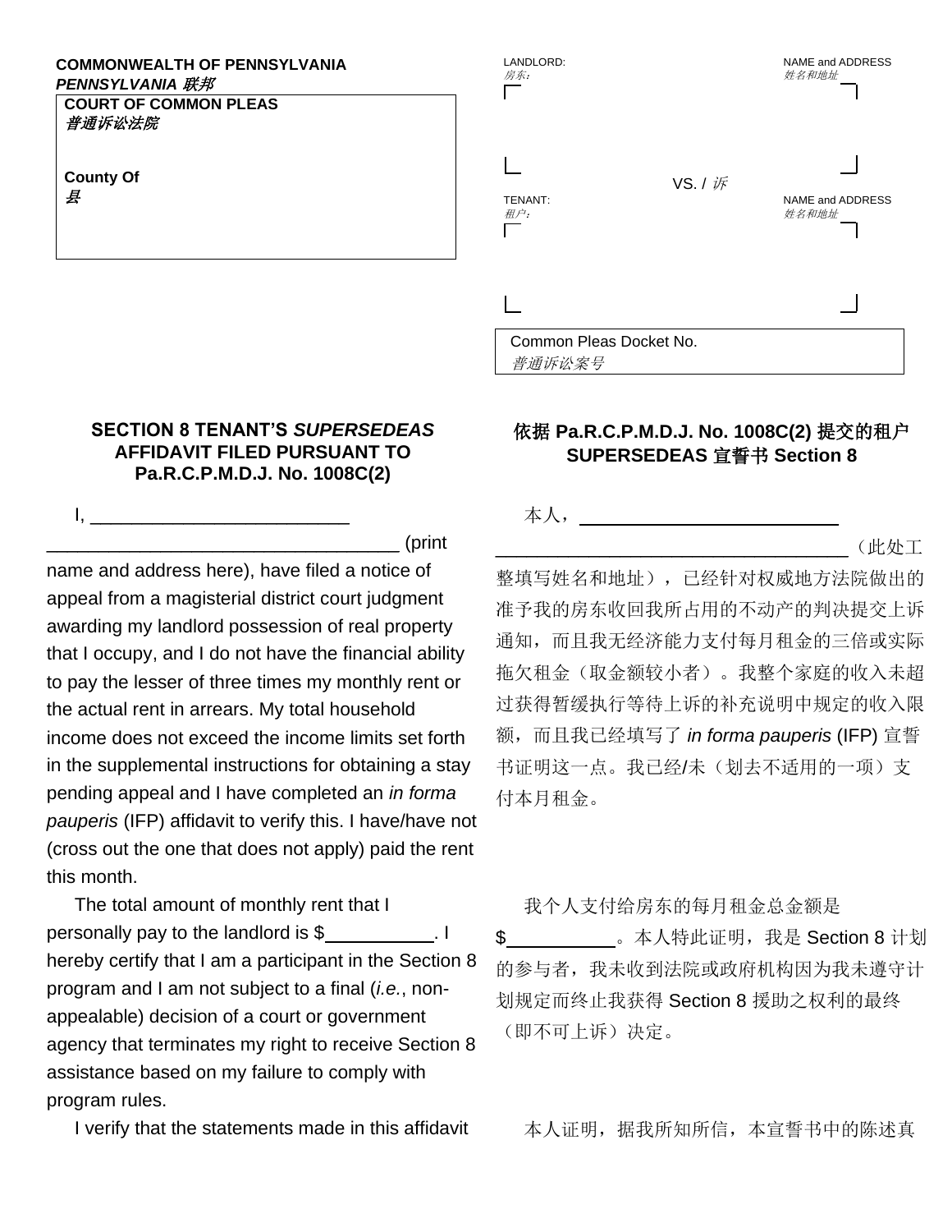**COMMONWEALTH OF PENNSYLVANIA**
***PENNSYLVANIA 联邦***

**COURT OF COMMON PLEAS**
***普通诉讼法院***

**County Of**
***县***

LANDLORD:
*房东：*

NAME and ADDRESS
*姓名和地址*

VS. / *诉*

TENANT:
*租户：*

NAME and ADDRESS
*姓名和地址*

Common Pleas Docket No.
*普通诉讼案号*

## SECTION 8 TENANT'S *SUPERSEDEAS* AFFIDAVIT FILED PURSUANT TO Pa.R.C.P.M.D.J. No. 1008C(2)

I, _________________________ __________________________________ (print name and address here), have filed a notice of appeal from a magisterial district court judgment awarding my landlord possession of real property that I occupy, and I do not have the financial ability to pay the lesser of three times my monthly rent or the actual rent in arrears. My total household income does not exceed the income limits set forth in the supplemental instructions for obtaining a stay pending appeal and I have completed an *in forma pauperis* (IFP) affidavit to verify this. I have/have not (cross out the one that does not apply) paid the rent this month.

The total amount of monthly rent that I personally pay to the landlord is $__________. I hereby certify that I am a participant in the Section 8 program and I am not subject to a final (*i.e.*, non-appealable) decision of a court or government agency that terminates my right to receive Section 8 assistance based on my failure to comply with program rules.

I verify that the statements made in this affidavit

## 依据 Pa.R.C.P.M.D.J. No. 1008C(2) 提交的租户 SUPERSEDEAS 宣誓书 Section 8

本人，__________________________ __________________________________（此处工整填写姓名和地址），已经针对权威地方法院做出的准予我的房东收回我所占用的不动产的判决提交上诉通知，而且我无经济能力支付每月租金的三倍或实际拖欠租金（取金额较小者）。我整个家庭的收入未超过获得暂缓执行等待上诉的补充说明中规定的收入限额，而且我已经填写了 *in forma pauperis* (IFP) 宣誓书证明这一点。我已经/未（划去不适用的一项）支付本月租金。

我个人支付给房东的每月租金总金额是 $__________。本人特此证明，我是 Section 8 计划的参与者，我未收到法院或政府机构因为我未遵守计划规定而终止我获得 Section 8 援助之权利的最终（即不可上诉）决定。

本人证明，据我所知所信，本宣誓书中的陈述真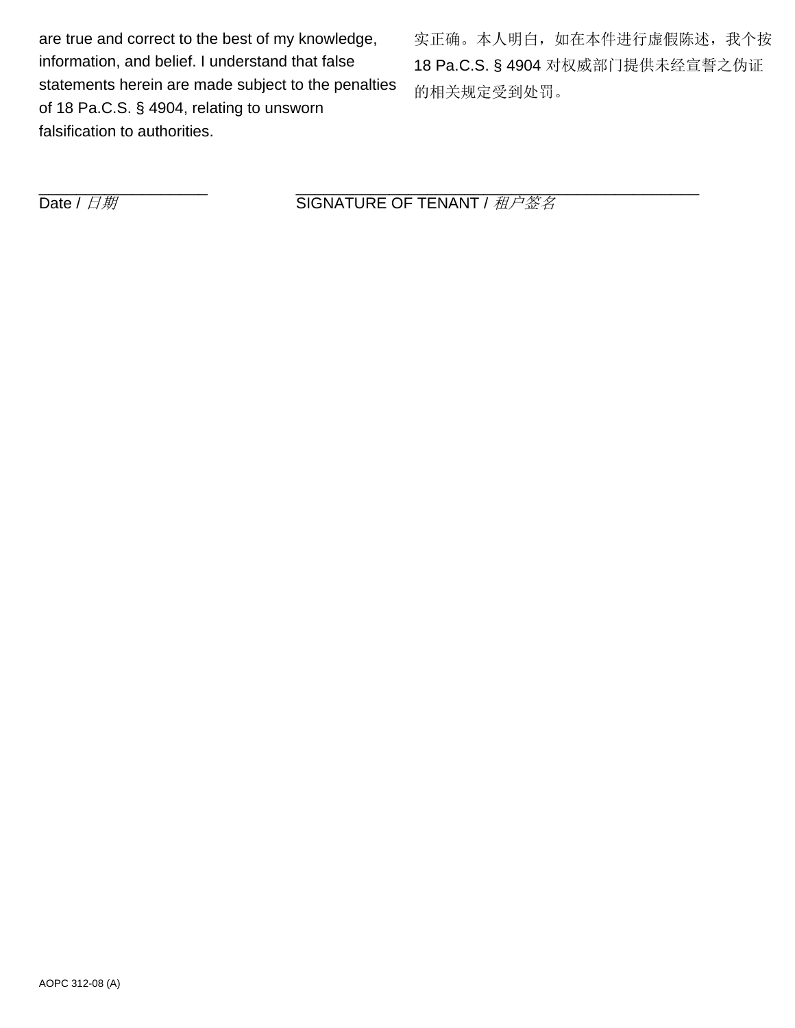are true and correct to the best of my knowledge, information, and belief. I understand that false statements herein are made subject to the penalties of 18 Pa.C.S. § 4904, relating to unsworn falsification to authorities.

实正确。本人明白，如在本件进行虚假陈述，我个按 18 Pa.C.S. § 4904 对权威部门提供未经宣誓之伪证的相关规定受到处罚。

\_\_\_\_\_\_\_\_\_\_\_\_\_\_\_\_\_\_\_\_
Date / *日期*

\_\_\_\_\_\_\_\_\_\_\_\_\_\_\_\_\_\_\_\_\_\_\_\_\_\_\_\_\_\_\_\_\_\_\_\_\_\_\_\_\_\_\_\_\_\_
SIGNATURE OF TENANT / *租户签名*

AOPC 312-08 (A)